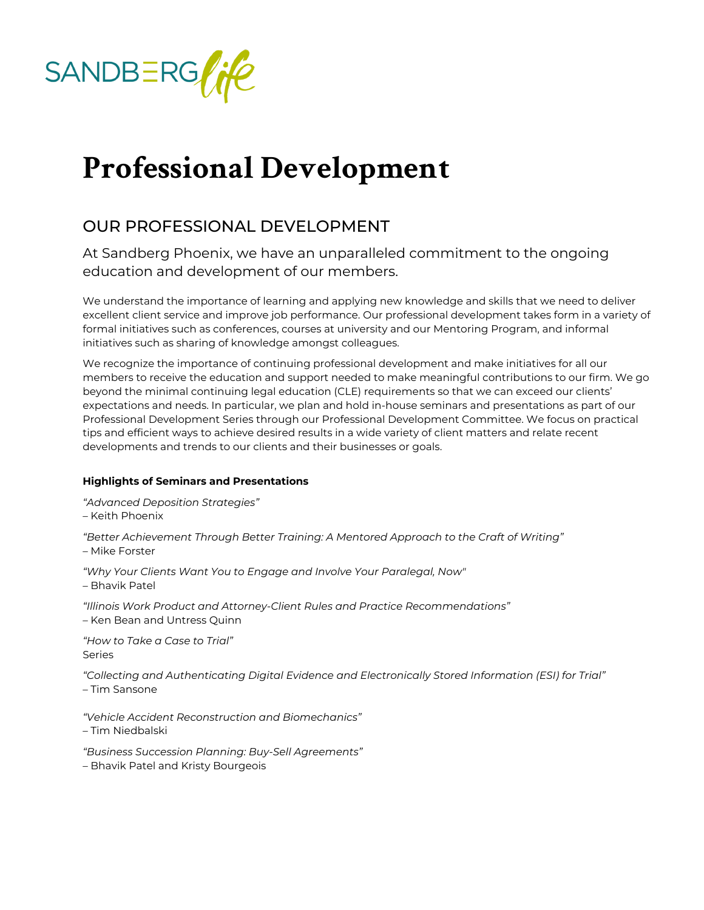SANDBERG*life*

# Professional Development

## OUR PROFESSIONAL DEVELOPMENT

At Sandberg Phoenix, we have an unparalleled commitment to the ongoing education and development of our members.

We understand the importance of learning and applying new knowledge and skills that we need to deliver excellent client service and improve job performance. Our professional development takes form in a variety of formal initiatives such as conferences, courses at university and our Mentoring Program, and informal initiatives such as sharing of knowledge amongst colleagues.

We recognize the importance of continuing professional development and make initiatives for all our members to receive the education and support needed to make meaningful contributions to our firm. We go beyond the minimal continuing legal education (CLE) requirements so that we can exceed our clients' expectations and needs. In particular, we plan and hold in-house seminars and presentations as part of our Professional Development Series through our Professional Development Committee. We focus on practical tips and efficient ways to achieve desired results in a wide variety of client matters and relate recent developments and trends to our clients and their businesses or goals.

**Highlights of Seminars and Presentations**

*"Advanced Deposition Strategies"*
– Keith Phoenix

*"Better Achievement Through Better Training: A Mentored Approach to the Craft of Writing"*
– Mike Forster

*"Why Your Clients Want You to Engage and Involve Your Paralegal, Now"*
– Bhavik Patel

*"Illinois Work Product and Attorney-Client Rules and Practice Recommendations"*
– Ken Bean and Untress Quinn

*"How to Take a Case to Trial"*
Series

*"Collecting and Authenticating Digital Evidence and Electronically Stored Information (ESI) for Trial"*
– Tim Sansone

*"Vehicle Accident Reconstruction and Biomechanics"*
– Tim Niedbalski

*"Business Succession Planning: Buy-Sell Agreements"*
– Bhavik Patel and Kristy Bourgeois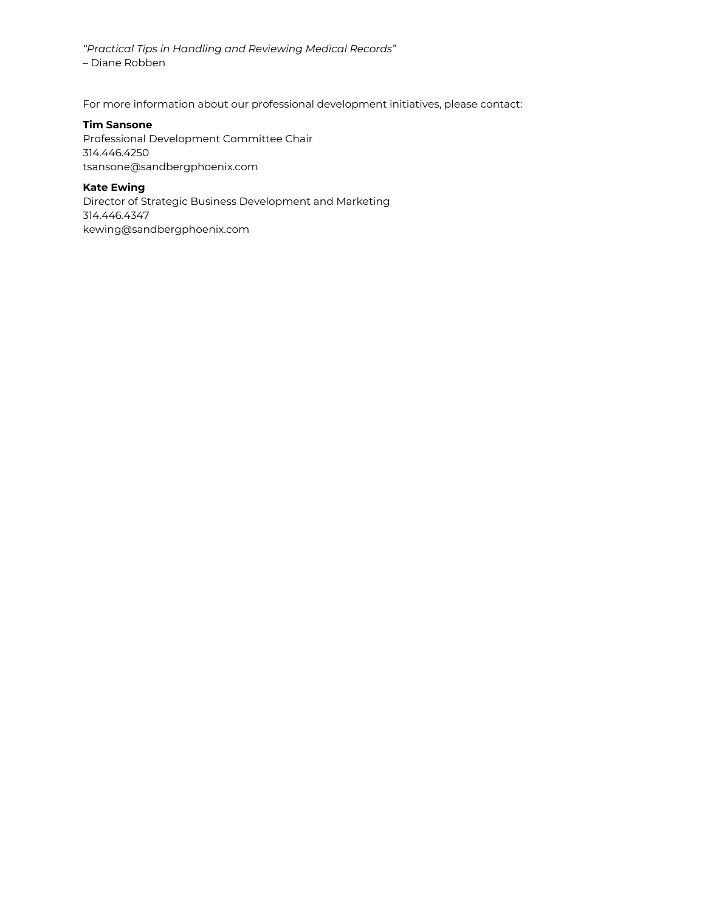*"Practical Tips in Handling and Reviewing Medical Records"*
– Diane Robben

For more information about our professional development initiatives, please contact:

**Tim Sansone**
Professional Development Committee Chair
314.446.4250
tsansone@sandbergphoenix.com

**Kate Ewing**
Director of Strategic Business Development and Marketing
314.446.4347
kewing@sandbergphoenix.com